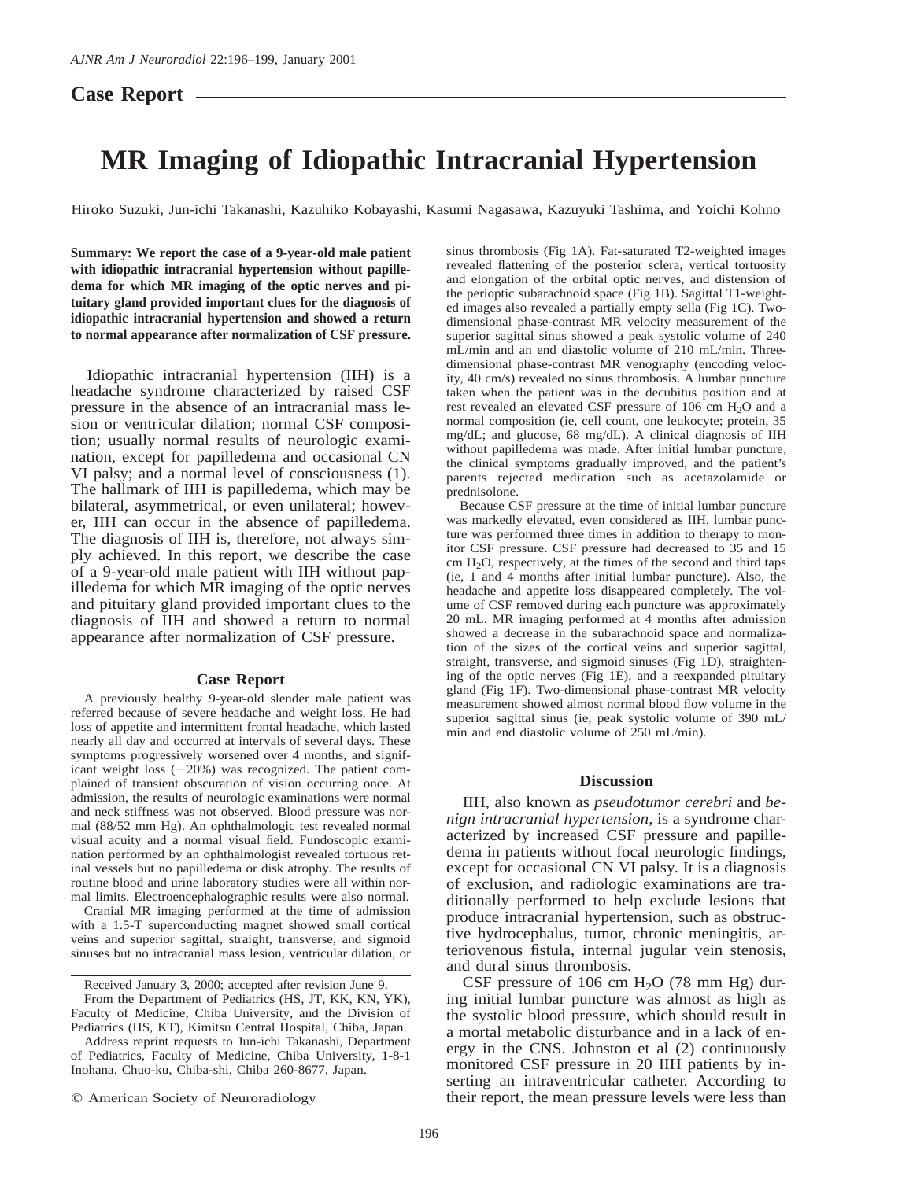## Case Report

# MR Imaging of Idiopathic Intracranial Hypertension

Hiroko Suzuki, Jun-ichi Takanashi, Kazuhiko Kobayashi, Kasumi Nagasawa, Kazuyuki Tashima, and Yoichi Kohno

**Summary: We report the case of a 9-year-old male patient with idiopathic intracranial hypertension without papilledema for which MR imaging of the optic nerves and pituitary gland provided important clues for the diagnosis of idiopathic intracranial hypertension and showed a return to normal appearance after normalization of CSF pressure.**

Idiopathic intracranial hypertension (IIH) is a headache syndrome characterized by raised CSF pressure in the absence of an intracranial mass lesion or ventricular dilation; normal CSF composition; usually normal results of neurologic examination, except for papilledema and occasional CN VI palsy; and a normal level of consciousness (1). The hallmark of IIH is papilledema, which may be bilateral, asymmetrical, or even unilateral; however, IIH can occur in the absence of papilledema. The diagnosis of IIH is, therefore, not always simply achieved. In this report, we describe the case of a 9-year-old male patient with IIH without papilledema for which MR imaging of the optic nerves and pituitary gland provided important clues to the diagnosis of IIH and showed a return to normal appearance after normalization of CSF pressure.

### Case Report

A previously healthy 9-year-old slender male patient was referred because of severe headache and weight loss. He had loss of appetite and intermittent frontal headache, which lasted nearly all day and occurred at intervals of several days. These symptoms progressively worsened over 4 months, and significant weight loss (−20%) was recognized. The patient complained of transient obscuration of vision occurring once. At admission, the results of neurologic examinations were normal and neck stiffness was not observed. Blood pressure was normal (88/52 mm Hg). An ophthalmologic test revealed normal visual acuity and a normal visual field. Fundoscopic examination performed by an ophthalmologist revealed tortuous retinal vessels but no papilledema or disk atrophy. The results of routine blood and urine laboratory studies were all within normal limits. Electroencephalographic results were also normal.

Cranial MR imaging performed at the time of admission with a 1.5-T superconducting magnet showed small cortical veins and superior sagittal, straight, transverse, and sigmoid sinuses but no intracranial mass lesion, ventricular dilation, or sinus thrombosis (Fig 1A). Fat-saturated T2-weighted images revealed flattening of the posterior sclera, vertical tortuosity and elongation of the orbital optic nerves, and distension of the perioptic subarachnoid space (Fig 1B). Sagittal T1-weighted images also revealed a partially empty sella (Fig 1C). Two-dimensional phase-contrast MR velocity measurement of the superior sagittal sinus showed a peak systolic volume of 240 mL/min and an end diastolic volume of 210 mL/min. Three-dimensional phase-contrast MR venography (encoding velocity, 40 cm/s) revealed no sinus thrombosis. A lumbar puncture taken when the patient was in the decubitus position and at rest revealed an elevated CSF pressure of 106 cm $H_2O$ and a normal composition (ie, cell count, one leukocyte; protein, 35 mg/dL; and glucose, 68 mg/dL). A clinical diagnosis of IIH without papilledema was made. After initial lumbar puncture, the clinical symptoms gradually improved, and the patient's parents rejected medication such as acetazolamide or prednisolone.

Because CSF pressure at the time of initial lumbar puncture was markedly elevated, even considered as IIH, lumbar puncture was performed three times in addition to therapy to monitor CSF pressure. CSF pressure had decreased to 35 and 15 cm $H_2O$, respectively, at the times of the second and third taps (ie, 1 and 4 months after initial lumbar puncture). Also, the headache and appetite loss disappeared completely. The volume of CSF removed during each puncture was approximately 20 mL. MR imaging performed at 4 months after admission showed a decrease in the subarachnoid space and normalization of the sizes of the cortical veins and superior sagittal, straight, transverse, and sigmoid sinuses (Fig 1D), straightening of the optic nerves (Fig 1E), and a reexpanded pituitary gland (Fig 1F). Two-dimensional phase-contrast MR velocity measurement showed almost normal blood flow volume in the superior sagittal sinus (ie, peak systolic volume of 390 mL/min and end diastolic volume of 250 mL/min).

### Discussion

IIH, also known as *pseudotumor cerebri* and *benign intracranial hypertension,* is a syndrome characterized by increased CSF pressure and papilledema in patients without focal neurologic findings, except for occasional CN VI palsy. It is a diagnosis of exclusion, and radiologic examinations are traditionally performed to help exclude lesions that produce intracranial hypertension, such as obstructive hydrocephalus, tumor, chronic meningitis, arteriovenous fistula, internal jugular vein stenosis, and dural sinus thrombosis.

CSF pressure of 106 cm $H_2O$ (78 mm Hg) during initial lumbar puncture was almost as high as the systolic blood pressure, which should result in a mortal metabolic disturbance and in a lack of energy in the CNS. Johnston et al (2) continuously monitored CSF pressure in 20 IIH patients by inserting an intraventricular catheter. According to their report, the mean pressure levels were less than

Received January 3, 2000; accepted after revision June 9.

From the Department of Pediatrics (HS, JT, KK, KN, YK), Faculty of Medicine, Chiba University, and the Division of Pediatrics (HS, KT), Kimitsu Central Hospital, Chiba, Japan.

Address reprint requests to Jun-ichi Takanashi, Department of Pediatrics, Faculty of Medicine, Chiba University, 1-8-1 Inohana, Chuo-ku, Chiba-shi, Chiba 260-8677, Japan.

© American Society of Neuroradiology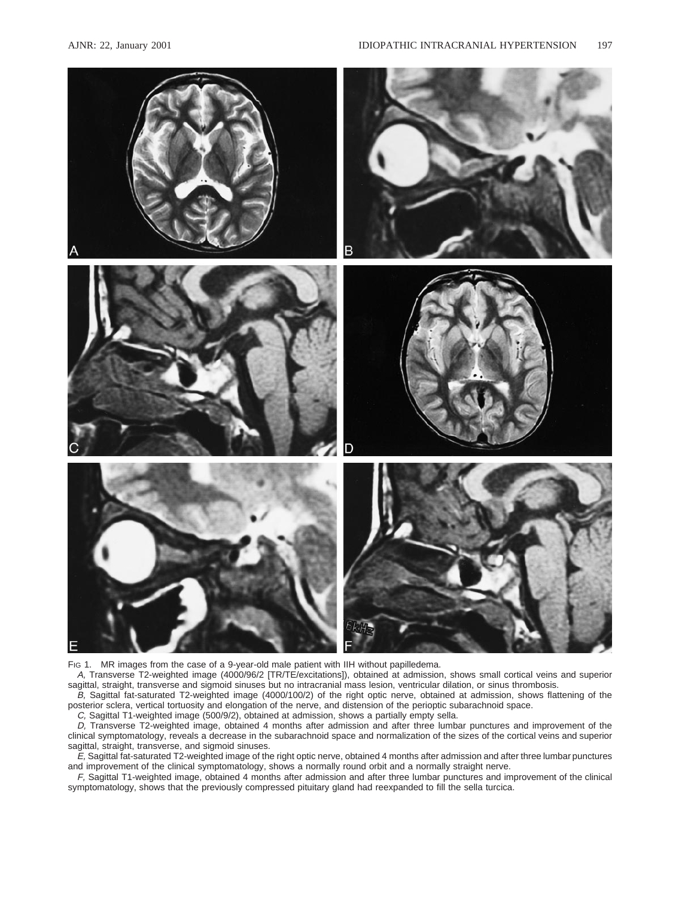Fig 1. MR images from the case of a 9-year-old male patient with IIH without papilledema.

*A,* Transverse T2-weighted image (4000/96/2 [TR/TE/excitations]), obtained at admission, shows small cortical veins and superior sagittal, straight, transverse and sigmoid sinuses but no intracranial mass lesion, ventricular dilation, or sinus thrombosis.

*B,* Sagittal fat-saturated T2-weighted image (4000/100/2) of the right optic nerve, obtained at admission, shows flattening of the posterior sclera, vertical tortuosity and elongation of the nerve, and distension of the perioptic subarachnoid space.

*C,* Sagittal T1-weighted image (500/9/2), obtained at admission, shows a partially empty sella.

*D,* Transverse T2-weighted image, obtained 4 months after admission and after three lumbar punctures and improvement of the clinical symptomatology, reveals a decrease in the subarachnoid space and normalization of the sizes of the cortical veins and superior sagittal, straight, transverse, and sigmoid sinuses.

*E,* Sagittal fat-saturated T2-weighted image of the right optic nerve, obtained 4 months after admission and after three lumbar punctures and improvement of the clinical symptomatology, shows a normally round orbit and a normally straight nerve.

*F,* Sagittal T1-weighted image, obtained 4 months after admission and after three lumbar punctures and improvement of the clinical symptomatology, shows that the previously compressed pituitary gland had reexpanded to fill the sella turcica.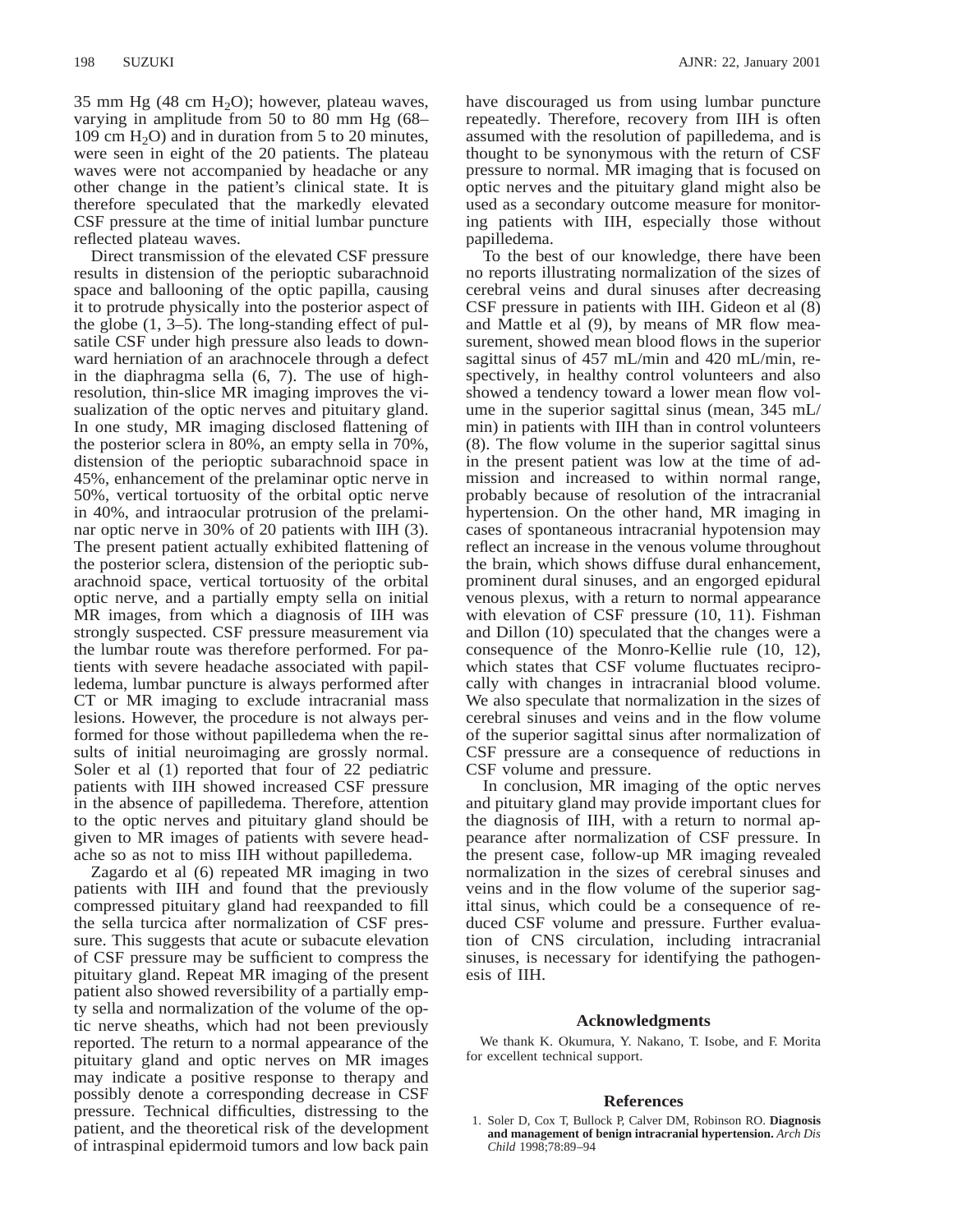35 mm Hg (48 cm $H_2O$); however, plateau waves, varying in amplitude from 50 to 80 mm Hg (68–109 cm $H_2O$) and in duration from 5 to 20 minutes, were seen in eight of the 20 patients. The plateau waves were not accompanied by headache or any other change in the patient's clinical state. It is therefore speculated that the markedly elevated CSF pressure at the time of initial lumbar puncture reflected plateau waves.

Direct transmission of the elevated CSF pressure results in distension of the perioptic subarachnoid space and ballooning of the optic papilla, causing it to protrude physically into the posterior aspect of the globe (1, 3–5). The long-standing effect of pulsatile CSF under high pressure also leads to downward herniation of an arachnocele through a defect in the diaphragma sella (6, 7). The use of high-resolution, thin-slice MR imaging improves the visualization of the optic nerves and pituitary gland. In one study, MR imaging disclosed flattening of the posterior sclera in 80%, an empty sella in 70%, distension of the perioptic subarachnoid space in 45%, enhancement of the prelaminar optic nerve in 50%, vertical tortuosity of the orbital optic nerve in 40%, and intraocular protrusion of the prelaminar optic nerve in 30% of 20 patients with IIH (3). The present patient actually exhibited flattening of the posterior sclera, distension of the perioptic subarachnoid space, vertical tortuosity of the orbital optic nerve, and a partially empty sella on initial MR images, from which a diagnosis of IIH was strongly suspected. CSF pressure measurement via the lumbar route was therefore performed. For patients with severe headache associated with papilledema, lumbar puncture is always performed after CT or MR imaging to exclude intracranial mass lesions. However, the procedure is not always performed for those without papilledema when the results of initial neuroimaging are grossly normal. Soler et al (1) reported that four of 22 pediatric patients with IIH showed increased CSF pressure in the absence of papilledema. Therefore, attention to the optic nerves and pituitary gland should be given to MR images of patients with severe headache so as not to miss IIH without papilledema.

Zagardo et al (6) repeated MR imaging in two patients with IIH and found that the previously compressed pituitary gland had reexpanded to fill the sella turcica after normalization of CSF pressure. This suggests that acute or subacute elevation of CSF pressure may be sufficient to compress the pituitary gland. Repeat MR imaging of the present patient also showed reversibility of a partially empty sella and normalization of the volume of the optic nerve sheaths, which had not been previously reported. The return to a normal appearance of the pituitary gland and optic nerves on MR images may indicate a positive response to therapy and possibly denote a corresponding decrease in CSF pressure. Technical difficulties, distressing to the patient, and the theoretical risk of the development of intraspinal epidermoid tumors and low back pain have discouraged us from using lumbar puncture repeatedly. Therefore, recovery from IIH is often assumed with the resolution of papilledema, and is thought to be synonymous with the return of CSF pressure to normal. MR imaging that is focused on optic nerves and the pituitary gland might also be used as a secondary outcome measure for monitoring patients with IIH, especially those without papilledema.

To the best of our knowledge, there have been no reports illustrating normalization of the sizes of cerebral veins and dural sinuses after decreasing CSF pressure in patients with IIH. Gideon et al (8) and Mattle et al (9), by means of MR flow measurement, showed mean blood flows in the superior sagittal sinus of 457 mL/min and 420 mL/min, respectively, in healthy control volunteers and also showed a tendency toward a lower mean flow volume in the superior sagittal sinus (mean, 345 mL/min) in patients with IIH than in control volunteers (8). The flow volume in the superior sagittal sinus in the present patient was low at the time of admission and increased to within normal range, probably because of resolution of the intracranial hypertension. On the other hand, MR imaging in cases of spontaneous intracranial hypotension may reflect an increase in the venous volume throughout the brain, which shows diffuse dural enhancement, prominent dural sinuses, and an engorged epidural venous plexus, with a return to normal appearance with elevation of CSF pressure (10, 11). Fishman and Dillon (10) speculated that the changes were a consequence of the Monro-Kellie rule (10, 12), which states that CSF volume fluctuates reciprocally with changes in intracranial blood volume. We also speculate that normalization in the sizes of cerebral sinuses and veins and in the flow volume of the superior sagittal sinus after normalization of CSF pressure are a consequence of reductions in CSF volume and pressure.

In conclusion, MR imaging of the optic nerves and pituitary gland may provide important clues for the diagnosis of IIH, with a return to normal appearance after normalization of CSF pressure. In the present case, follow-up MR imaging revealed normalization in the sizes of cerebral sinuses and veins and in the flow volume of the superior sagittal sinus, which could be a consequence of reduced CSF volume and pressure. Further evaluation of CNS circulation, including intracranial sinuses, is necessary for identifying the pathogenesis of IIH.

## Acknowledgments

We thank K. Okumura, Y. Nakano, T. Isobe, and F. Morita for excellent technical support.

## References

1. Soler D, Cox T, Bullock P, Calver DM, Robinson RO. **Diagnosis and management of benign intracranial hypertension.** *Arch Dis Child* 1998;78:89–94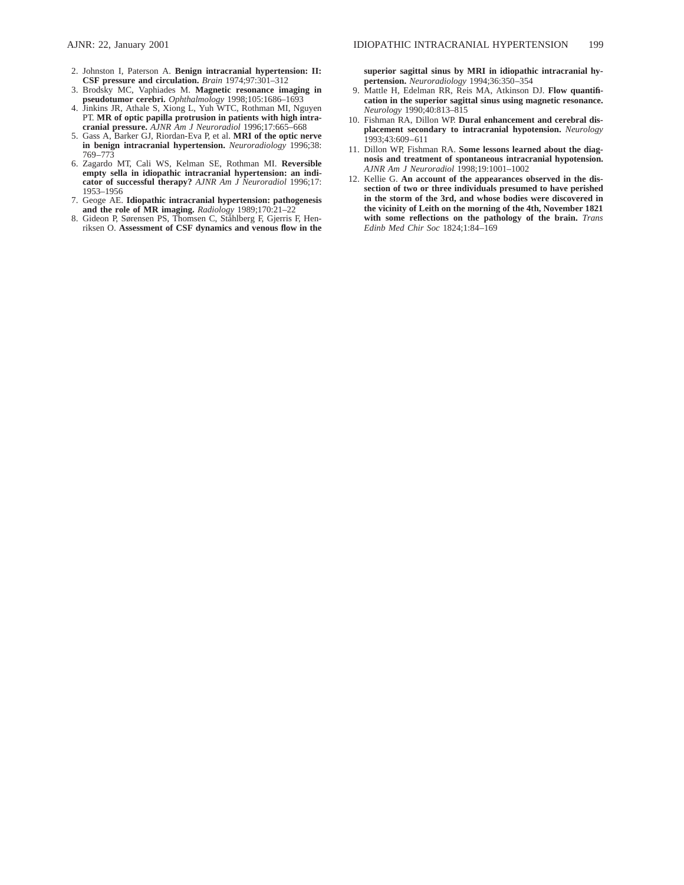2. Johnston I, Paterson A. **Benign intracranial hypertension: II: CSF pressure and circulation.** *Brain* 1974;97:301–312
3. Brodsky MC, Vaphiades M. **Magnetic resonance imaging in pseudotumor cerebri.** *Ophthalmology* 1998;105:1686–1693
4. Jinkins JR, Athale S, Xiong L, Yuh WTC, Rothman MI, Nguyen PT. **MR of optic papilla protrusion in patients with high intracranial pressure.** *AJNR Am J Neuroradiol* 1996;17:665–668
5. Gass A, Barker GJ, Riordan-Eva P, et al. **MRI of the optic nerve in benign intracranial hypertension.** *Neuroradiology* 1996;38:769–773
6. Zagardo MT, Cali WS, Kelman SE, Rothman MI. **Reversible empty sella in idiopathic intracranial hypertension: an indicator of successful therapy?** *AJNR Am J Neuroradiol* 1996;17:1953–1956
7. Geoge AE. **Idiopathic intracranial hypertension: pathogenesis and the role of MR imaging.** *Radiology* 1989;170:21–22
8. Gideon P, Sørensen PS, Thomsen C, Ståhlberg F, Gjerris F, Henriksen O. **Assessment of CSF dynamics and venous flow in the superior sagittal sinus by MRI in idiopathic intracranial hypertension.** *Neuroradiology* 1994;36:350–354
9. Mattle H, Edelman RR, Reis MA, Atkinson DJ. **Flow quantification in the superior sagittal sinus using magnetic resonance.** *Neurology* 1990;40:813–815
10. Fishman RA, Dillon WP. **Dural enhancement and cerebral displacement secondary to intracranial hypotension.** *Neurology* 1993;43:609–611
11. Dillon WP, Fishman RA. **Some lessons learned about the diagnosis and treatment of spontaneous intracranial hypotension.** *AJNR Am J Neuroradiol* 1998;19:1001–1002
12. Kellie G. **An account of the appearances observed in the dissection of two or three individuals presumed to have perished in the storm of the 3rd, and whose bodies were discovered in the vicinity of Leith on the morning of the 4th, November 1821 with some reflections on the pathology of the brain.** *Trans Edinb Med Chir Soc* 1824;1:84–169